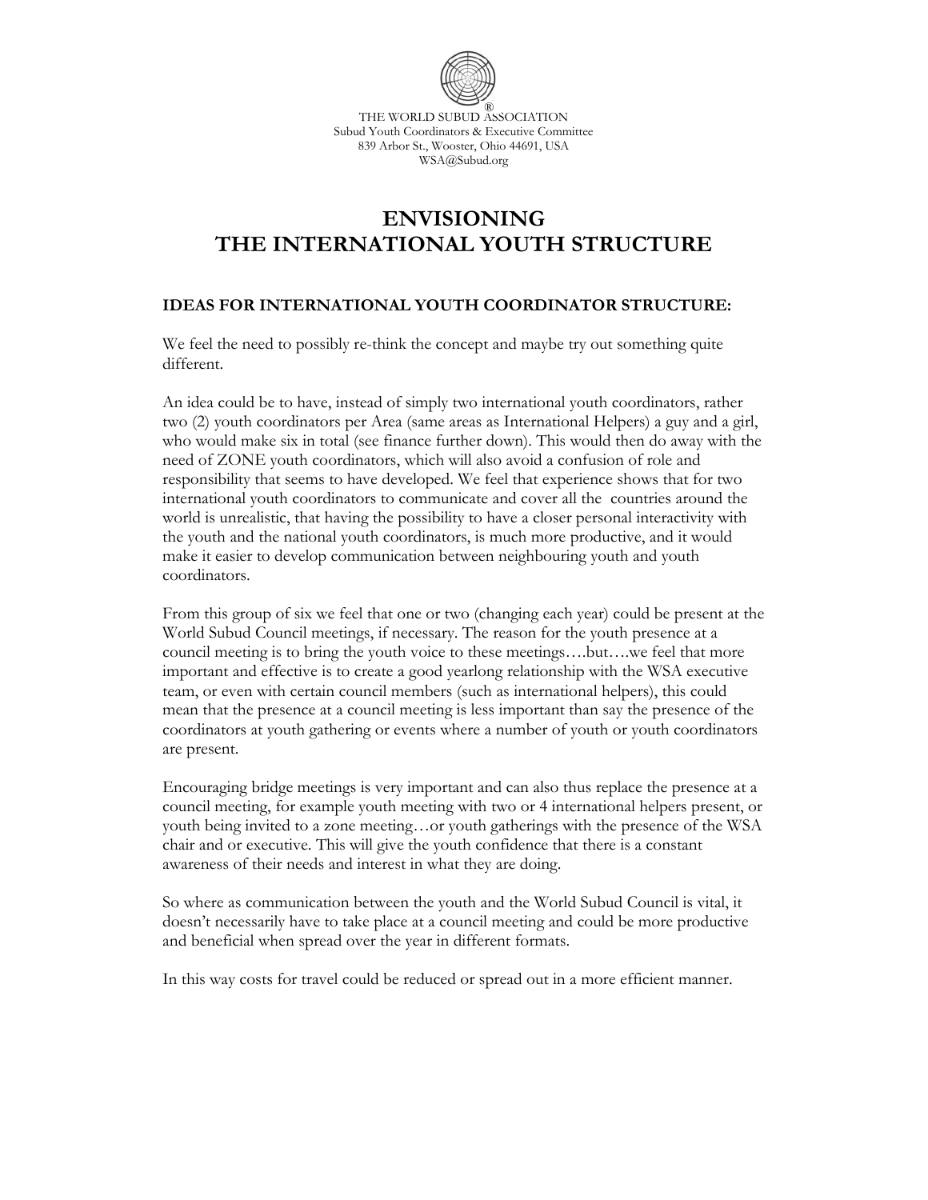THE WORLD SUBUD ASSOCIATION
Subud Youth Coordinators & Executive Committee
839 Arbor St., Wooster, Ohio 44691, USA
WSA@Subud.org

# ENVISIONING THE INTERNATIONAL YOUTH STRUCTURE

### IDEAS FOR INTERNATIONAL YOUTH COORDINATOR STRUCTURE:

We feel the need to possibly re-think the concept and maybe try out something quite different.

An idea could be to have, instead of simply two international youth coordinators, rather two (2) youth coordinators per Area (same areas as International Helpers) a guy and a girl, who would make six in total (see finance further down). This would then do away with the need of ZONE youth coordinators, which will also avoid a confusion of role and responsibility that seems to have developed. We feel that experience shows that for two international youth coordinators to communicate and cover all the countries around the world is unrealistic, that having the possibility to have a closer personal interactivity with the youth and the national youth coordinators, is much more productive, and it would make it easier to develop communication between neighbouring youth and youth coordinators.

From this group of six we feel that one or two (changing each year) could be present at the World Subud Council meetings, if necessary. The reason for the youth presence at a council meeting is to bring the youth voice to these meetings….but….we feel that more important and effective is to create a good yearlong relationship with the WSA executive team, or even with certain council members (such as international helpers), this could mean that the presence at a council meeting is less important than say the presence of the coordinators at youth gathering or events where a number of youth or youth coordinators are present.

Encouraging bridge meetings is very important and can also thus replace the presence at a council meeting, for example youth meeting with two or 4 international helpers present, or youth being invited to a zone meeting…or youth gatherings with the presence of the WSA chair and or executive. This will give the youth confidence that there is a constant awareness of their needs and interest in what they are doing.

So where as communication between the youth and the World Subud Council is vital, it doesn't necessarily have to take place at a council meeting and could be more productive and beneficial when spread over the year in different formats.

In this way costs for travel could be reduced or spread out in a more efficient manner.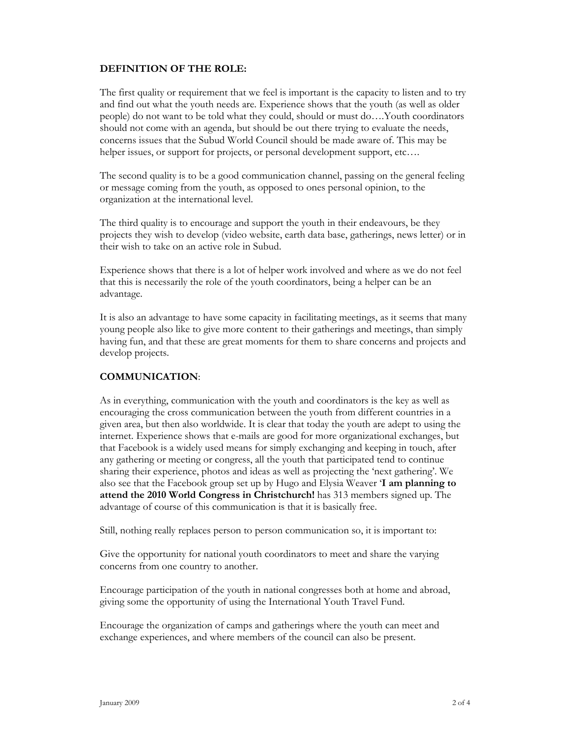**DEFINITION OF THE ROLE:**

The first quality or requirement that we feel is important is the capacity to listen and to try and find out what the youth needs are. Experience shows that the youth (as well as older people) do not want to be told what they could, should or must do….Youth coordinators should not come with an agenda, but should be out there trying to evaluate the needs, concerns issues that the Subud World Council should be made aware of. This may be helper issues, or support for projects, or personal development support, etc….

The second quality is to be a good communication channel, passing on the general feeling or message coming from the youth, as opposed to ones personal opinion, to the organization at the international level.

The third quality is to encourage and support the youth in their endeavours, be they projects they wish to develop (video website, earth data base, gatherings, news letter) or in their wish to take on an active role in Subud.

Experience shows that there is a lot of helper work involved and where as we do not feel that this is necessarily the role of the youth coordinators, being a helper can be an advantage.

It is also an advantage to have some capacity in facilitating meetings, as it seems that many young people also like to give more content to their gatherings and meetings, than simply having fun, and that these are great moments for them to share concerns and projects and develop projects.

**COMMUNICATION**:

As in everything, communication with the youth and coordinators is the key as well as encouraging the cross communication between the youth from different countries in a given area, but then also worldwide. It is clear that today the youth are adept to using the internet. Experience shows that e-mails are good for more organizational exchanges, but that Facebook is a widely used means for simply exchanging and keeping in touch, after any gathering or meeting or congress, all the youth that participated tend to continue sharing their experience, photos and ideas as well as projecting the 'next gathering'. We also see that the Facebook group set up by Hugo and Elysia Weaver '**I am planning to attend the 2010 World Congress in Christchurch!** has 313 members signed up. The advantage of course of this communication is that it is basically free.

Still, nothing really replaces person to person communication so, it is important to:

Give the opportunity for national youth coordinators to meet and share the varying concerns from one country to another.

Encourage participation of the youth in national congresses both at home and abroad, giving some the opportunity of using the International Youth Travel Fund.

Encourage the organization of camps and gatherings where the youth can meet and exchange experiences, and where members of the council can also be present.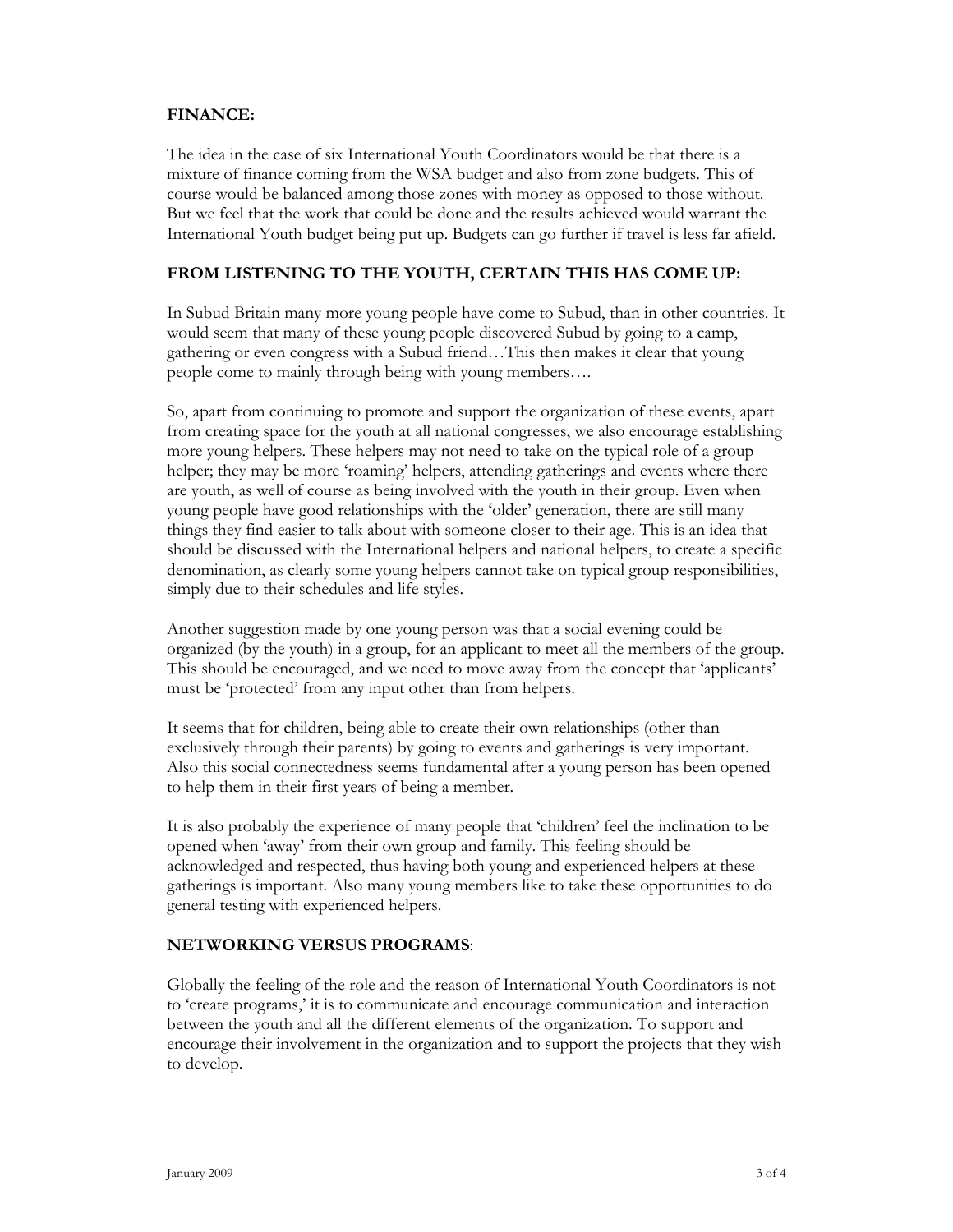**FINANCE:**

The idea in the case of six International Youth Coordinators would be that there is a mixture of finance coming from the WSA budget and also from zone budgets. This of course would be balanced among those zones with money as opposed to those without. But we feel that the work that could be done and the results achieved would warrant the International Youth budget being put up. Budgets can go further if travel is less far afield.

**FROM LISTENING TO THE YOUTH, CERTAIN THIS HAS COME UP:**

In Subud Britain many more young people have come to Subud, than in other countries. It would seem that many of these young people discovered Subud by going to a camp, gathering or even congress with a Subud friend…This then makes it clear that young people come to mainly through being with young members….

So, apart from continuing to promote and support the organization of these events, apart from creating space for the youth at all national congresses, we also encourage establishing more young helpers. These helpers may not need to take on the typical role of a group helper; they may be more 'roaming' helpers, attending gatherings and events where there are youth, as well of course as being involved with the youth in their group. Even when young people have good relationships with the 'older' generation, there are still many things they find easier to talk about with someone closer to their age. This is an idea that should be discussed with the International helpers and national helpers, to create a specific denomination, as clearly some young helpers cannot take on typical group responsibilities, simply due to their schedules and life styles.

Another suggestion made by one young person was that a social evening could be organized (by the youth) in a group, for an applicant to meet all the members of the group. This should be encouraged, and we need to move away from the concept that 'applicants' must be 'protected' from any input other than from helpers.

It seems that for children, being able to create their own relationships (other than exclusively through their parents) by going to events and gatherings is very important. Also this social connectedness seems fundamental after a young person has been opened to help them in their first years of being a member.

It is also probably the experience of many people that 'children' feel the inclination to be opened when 'away' from their own group and family. This feeling should be acknowledged and respected, thus having both young and experienced helpers at these gatherings is important. Also many young members like to take these opportunities to do general testing with experienced helpers.

**NETWORKING VERSUS PROGRAMS**:

Globally the feeling of the role and the reason of International Youth Coordinators is not to 'create programs,' it is to communicate and encourage communication and interaction between the youth and all the different elements of the organization. To support and encourage their involvement in the organization and to support the projects that they wish to develop.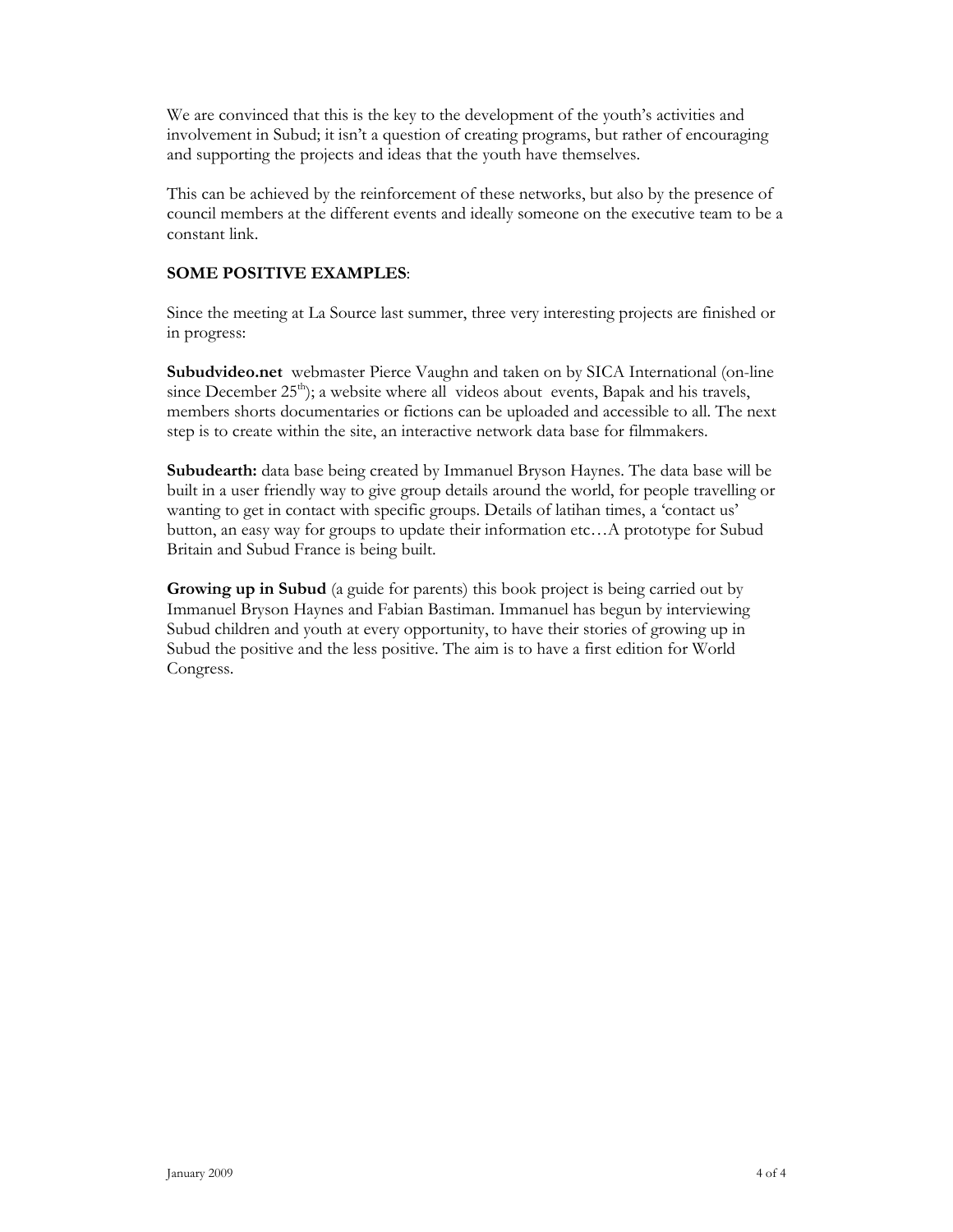We are convinced that this is the key to the development of the youth's activities and involvement in Subud; it isn't a question of creating programs, but rather of encouraging and supporting the projects and ideas that the youth have themselves.

This can be achieved by the reinforcement of these networks, but also by the presence of council members at the different events and ideally someone on the executive team to be a constant link.

**SOME POSITIVE EXAMPLES**:

Since the meeting at La Source last summer, three very interesting projects are finished or in progress:

**Subudvideo.net** webmaster Pierce Vaughn and taken on by SICA International (on-line since December 25th); a website where all videos about events, Bapak and his travels, members shorts documentaries or fictions can be uploaded and accessible to all. The next step is to create within the site, an interactive network data base for filmmakers.

**Subudearth:** data base being created by Immanuel Bryson Haynes. The data base will be built in a user friendly way to give group details around the world, for people travelling or wanting to get in contact with specific groups. Details of latihan times, a 'contact us' button, an easy way for groups to update their information etc…A prototype for Subud Britain and Subud France is being built.

**Growing up in Subud** (a guide for parents) this book project is being carried out by Immanuel Bryson Haynes and Fabian Bastiman. Immanuel has begun by interviewing Subud children and youth at every opportunity, to have their stories of growing up in Subud the positive and the less positive. The aim is to have a first edition for World Congress.